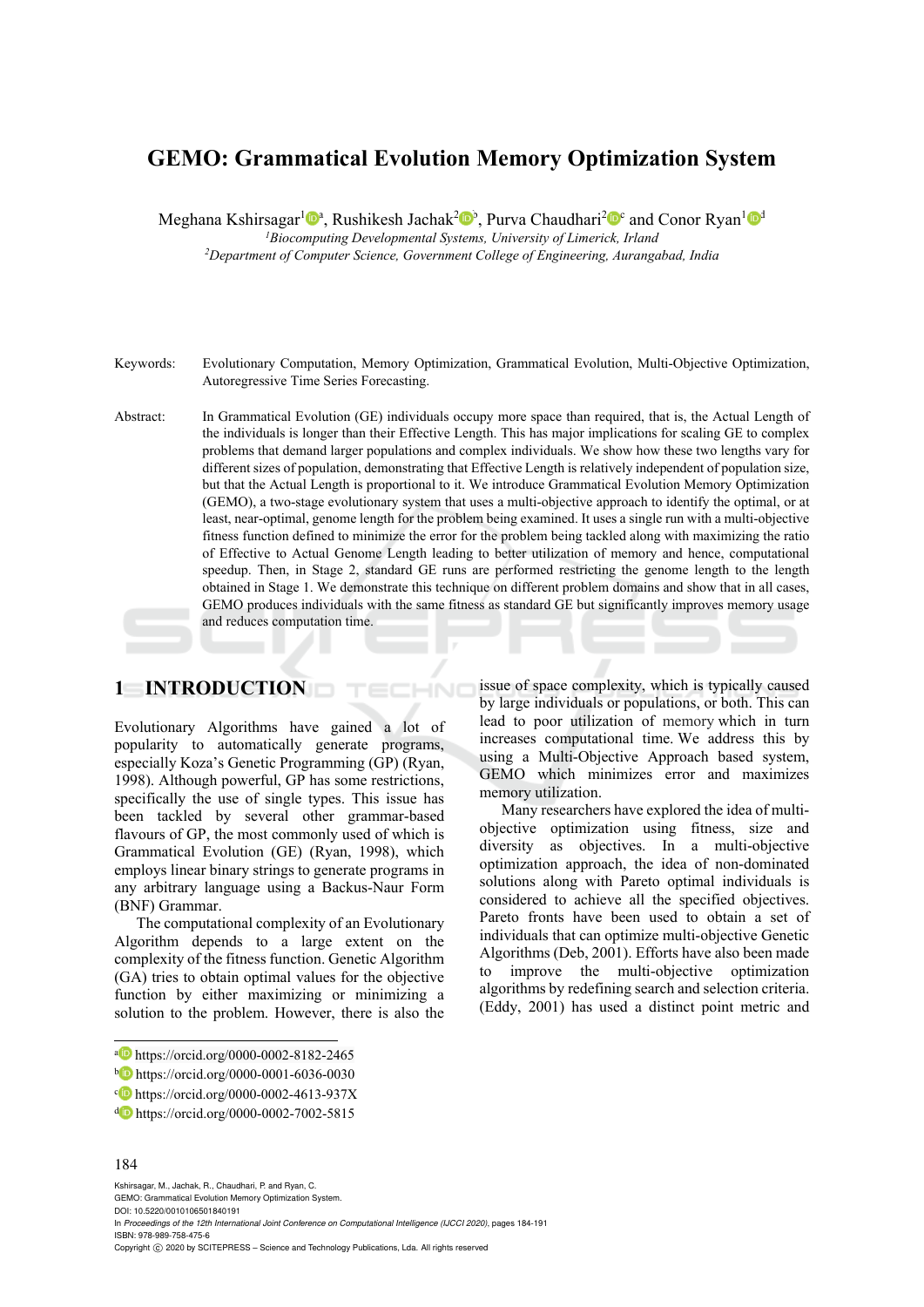# GEMO: Grammatical Evolution Memory Optimization System

Meghana Kshirsagar[1][a], Rushikesh Jachak[2][b], Purva Chaudhari[2][c] and Conor Ryan[1][d]

[1]*Biocomputing Developmental Systems, University of Limerick, Irland*
[2]*Department of Computer Science, Government College of Engineering, Aurangabad, India*

Keywords: Evolutionary Computation, Memory Optimization, Grammatical Evolution, Multi-Objective Optimization, Autoregressive Time Series Forecasting.

Abstract: In Grammatical Evolution (GE) individuals occupy more space than required, that is, the Actual Length of the individuals is longer than their Effective Length. This has major implications for scaling GE to complex problems that demand larger populations and complex individuals. We show how these two lengths vary for different sizes of population, demonstrating that Effective Length is relatively independent of population size, but that the Actual Length is proportional to it. We introduce Grammatical Evolution Memory Optimization (GEMO), a two-stage evolutionary system that uses a multi-objective approach to identify the optimal, or at least, near-optimal, genome length for the problem being examined. It uses a single run with a multi-objective fitness function defined to minimize the error for the problem being tackled along with maximizing the ratio of Effective to Actual Genome Length leading to better utilization of memory and hence, computational speedup. Then, in Stage 2, standard GE runs are performed restricting the genome length to the length obtained in Stage 1. We demonstrate this technique on different problem domains and show that in all cases, GEMO produces individuals with the same fitness as standard GE but significantly improves memory usage and reduces computation time.

## 1 INTRODUCTION

Evolutionary Algorithms have gained a lot of popularity to automatically generate programs, especially Koza's Genetic Programming (GP) (Ryan, 1998). Although powerful, GP has some restrictions, specifically the use of single types. This issue has been tackled by several other grammar-based flavours of GP, the most commonly used of which is Grammatical Evolution (GE) (Ryan, 1998), which employs linear binary strings to generate programs in any arbitrary language using a Backus-Naur Form (BNF) Grammar.

The computational complexity of an Evolutionary Algorithm depends to a large extent on the complexity of the fitness function. Genetic Algorithm (GA) tries to obtain optimal values for the objective function by either maximizing or minimizing a solution to the problem. However, there is also the issue of space complexity, which is typically caused by large individuals or populations, or both. This can lead to poor utilization of memory which in turn increases computational time. We address this by using a Multi-Objective Approach based system, GEMO which minimizes error and maximizes memory utilization.

Many researchers have explored the idea of multi-objective optimization using fitness, size and diversity as objectives. In a multi-objective optimization approach, the idea of non-dominated solutions along with Pareto optimal individuals is considered to achieve all the specified objectives. Pareto fronts have been used to obtain a set of individuals that can optimize multi-objective Genetic Algorithms (Deb, 2001). Efforts have also been made to improve the multi-objective optimization algorithms by redefining search and selection criteria. (Eddy, 2001) has used a distinct point metric and

[a] https://orcid.org/0000-0002-8182-2465
[b] https://orcid.org/0000-0001-6036-0030
[c] https://orcid.org/0000-0002-4613-937X
[d] https://orcid.org/0000-0002-7002-5815

Kshirsagar, M., Jachak, R., Chaudhari, P. and Ryan, C.
GEMO: Grammatical Evolution Memory Optimization System.
DOI: 10.5220/0010106501840191
In *Proceedings of the 12th International Joint Conference on Computational Intelligence (IJCCI 2020)*, pages 184-191
ISBN: 978-989-758-475-6
Copyright © 2020 by SCITEPRESS – Science and Technology Publications, Lda. All rights reserved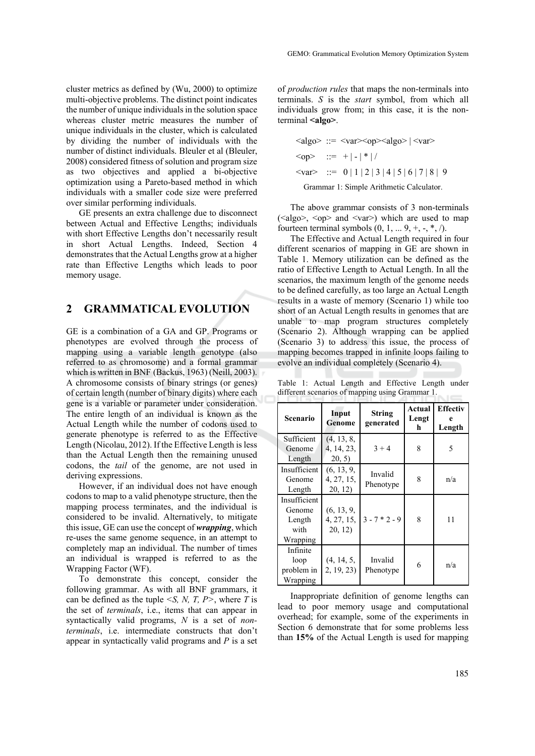cluster metrics as defined by (Wu, 2000) to optimize multi-objective problems. The distinct point indicates the number of unique individuals in the solution space whereas cluster metric measures the number of unique individuals in the cluster, which is calculated by dividing the number of individuals with the number of distinct individuals. Bleuler et al (Bleuler, 2008) considered fitness of solution and program size as two objectives and applied a bi-objective optimization using a Pareto-based method in which individuals with a smaller code size were preferred over similar performing individuals.

GE presents an extra challenge due to disconnect between Actual and Effective Lengths; individuals with short Effective Lengths don't necessarily result in short Actual Lengths. Indeed, Section 4 demonstrates that the Actual Lengths grow at a higher rate than Effective Lengths which leads to poor memory usage.

## 2 GRAMMATICAL EVOLUTION

GE is a combination of a GA and GP. Programs or phenotypes are evolved through the process of mapping using a variable length genotype (also referred to as chromosome) and a formal grammar which is written in BNF (Backus, 1963) (Neill, 2003). A chromosome consists of binary strings (or genes) of certain length (number of binary digits) where each gene is a variable or parameter under consideration. The entire length of an individual is known as the Actual Length while the number of codons used to generate phenotype is referred to as the Effective Length (Nicolau, 2012). If the Effective Length is less than the Actual Length then the remaining unused codons, the *tail* of the genome, are not used in deriving expressions.

However, if an individual does not have enough codons to map to a valid phenotype structure, then the mapping process terminates, and the individual is considered to be invalid. Alternatively, to mitigate this issue, GE can use the concept of ***wrapping***, which re-uses the same genome sequence, in an attempt to completely map an individual. The number of times an individual is wrapped is referred to as the Wrapping Factor (WF).

To demonstrate this concept, consider the following grammar. As with all BNF grammars, it can be defined as the tuple <*S, N, T, P*>, where *T* is the set of *terminals*, i.e., items that can appear in syntactically valid programs, *N* is a set of *non-terminals*, i.e. intermediate constructs that don't appear in syntactically valid programs and *P* is a set of *production rules* that maps the non-terminals into terminals. *S* is the *start* symbol, from which all individuals grow from; in this case, it is the non-terminal **<algo>**.

```
<algo> ::= <var><op><algo> | <var>
<op>   ::= + | - | * | /
<var>  ::= 0 | 1 | 2 | 3 | 4 | 5 | 6 | 7 | 8 | 9
```

Grammar 1: Simple Arithmetic Calculator.

The above grammar consists of 3 non-terminals (<algo>, <op> and <var>) which are used to map fourteen terminal symbols (0, 1, ... 9, +, -, *, /).

The Effective and Actual Length required in four different scenarios of mapping in GE are shown in Table 1. Memory utilization can be defined as the ratio of Effective Length to Actual Length. In all the scenarios, the maximum length of the genome needs to be defined carefully, as too large an Actual Length results in a waste of memory (Scenario 1) while too short of an Actual Length results in genomes that are unable to map program structures completely (Scenario 2). Although wrapping can be applied (Scenario 3) to address this issue, the process of mapping becomes trapped in infinite loops failing to evolve an individual completely (Scenario 4).

Table 1: Actual Length and Effective Length under different scenarios of mapping using Grammar 1.

| Scenario | Input Genome | String generated | Actual Length | Effective Length |
|---|---|---|---|---|
| Sufficient Genome Length | (4, 13, 8, 4, 14, 23, 20, 5) | 3 + 4 | 8 | 5 |
| Insufficient Genome Length | (6, 13, 9, 4, 27, 15, 20, 12) | Invalid Phenotype | 8 | n/a |
| Insufficient Genome Length with Wrapping | (6, 13, 9, 4, 27, 15, 20, 12) | 3 - 7 * 2 - 9 | 8 | 11 |
| Infinite loop problem in Wrapping | (4, 14, 5, 2, 19, 23) | Invalid Phenotype | 6 | n/a |

Inappropriate definition of genome lengths can lead to poor memory usage and computational overhead; for example, some of the experiments in Section 6 demonstrate that for some problems less than **15%** of the Actual Length is used for mapping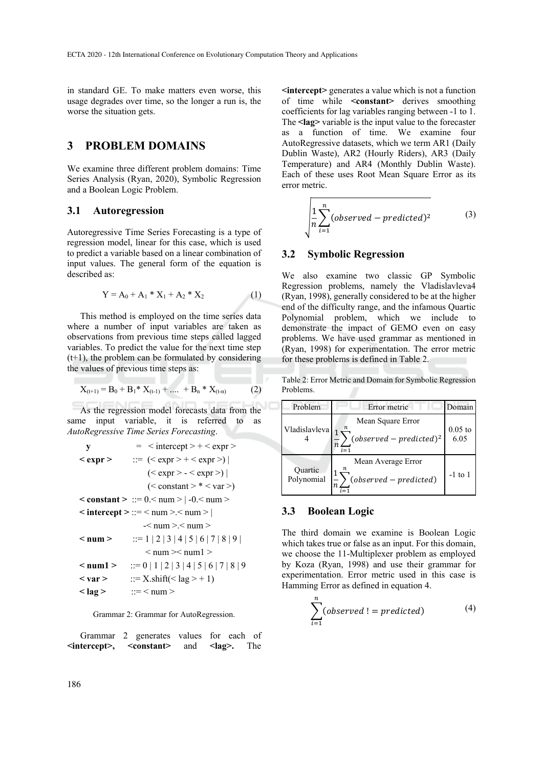in standard GE. To make matters even worse, this usage degrades over time, so the longer a run is, the worse the situation gets.

## 3 PROBLEM DOMAINS

We examine three different problem domains: Time Series Analysis (Ryan, 2020), Symbolic Regression and a Boolean Logic Problem.

### 3.1 Autoregression

Autoregressive Time Series Forecasting is a type of regression model, linear for this case, which is used to predict a variable based on a linear combination of input values. The general form of the equation is described as:

$$Y = A_0 + A_1 * X_1 + A_2 * X_2 \tag{1}$$

This method is employed on the time series data where a number of input variables are taken as observations from previous time steps called lagged variables. To predict the value for the next time step (t+1), the problem can be formulated by considering the values of previous time steps as:

$$X_{(t+1)} = B_0 + B_1 * X_{(t-1)} + .... + B_n * X_{(t-n)} \tag{2}$$

As the regression model forecasts data from the same input variable, it is referred to as *AutoRegressive Time Series Forecasting*.

```
y          =  < intercept > + < expr >
< expr >      ::=  (< expr > + < expr >) |
                   (< expr > - < expr >) |
                   (< constant > * < var >)
< constant >  ::= 0.< num > | -0.< num >
< intercept > ::= < num >.< num > |
                  -< num >.< num >
< num >       ::= 1 | 2 | 3 | 4 | 5 | 6 | 7 | 8 | 9 |
                  < num >< num1 >
< num1 >      ::= 0 | 1 | 2 | 3 | 4 | 5 | 6 | 7 | 8 | 9
< var >       ::= X.shift(< lag > + 1)
< lag >       ::= < num >
```

Grammar 2: Grammar for AutoRegression.

Grammar 2 generates values for each of **<intercept>**, **<constant>** and **<lag>.** The **<intercept>** generates a value which is not a function of time while **<constant>** derives smoothing coefficients for lag variables ranging between -1 to 1. The **<lag>** variable is the input value to the forecaster as a function of time. We examine four AutoRegressive datasets, which we term AR1 (Daily Dublin Waste), AR2 (Hourly Riders), AR3 (Daily Temperature) and AR4 (Monthly Dublin Waste). Each of these uses Root Mean Square Error as its error metric.

$$\sqrt{\frac{1}{n}\sum_{i=1}^{n}(observed - predicted)^2} \tag{3}$$

### 3.2 Symbolic Regression

We also examine two classic GP Symbolic Regression problems, namely the Vladislavleva4 (Ryan, 1998), generally considered to be at the higher end of the difficulty range, and the infamous Quartic Polynomial problem, which we include to demonstrate the impact of GEMO even on easy problems. We have used grammar as mentioned in (Ryan, 1998) for experimentation. The error metric for these problems is defined in Table 2.

Table 2: Error Metric and Domain for Symbolic Regression Problems.

| Problem | Error metric | Domain |
|---|---|---|
| Vladislavleva 4 | Mean Square Error $\frac{1}{n}\sum_{i=1}^{n}(observed - predicted)^2$ | 0.05 to 6.05 |
| Quartic Polynomial | Mean Average Error $\frac{1}{n}\sum_{i=1}^{n}(observed - predicted)$ | -1 to 1 |

### 3.3 Boolean Logic

The third domain we examine is Boolean Logic which takes true or false as an input. For this domain, we choose the 11-Multiplexer problem as employed by Koza (Ryan, 1998) and use their grammar for experimentation. Error metric used in this case is Hamming Error as defined in equation 4.

$$\sum_{i=1}^{n}(observed \mathrel{!}= predicted) \tag{4}$$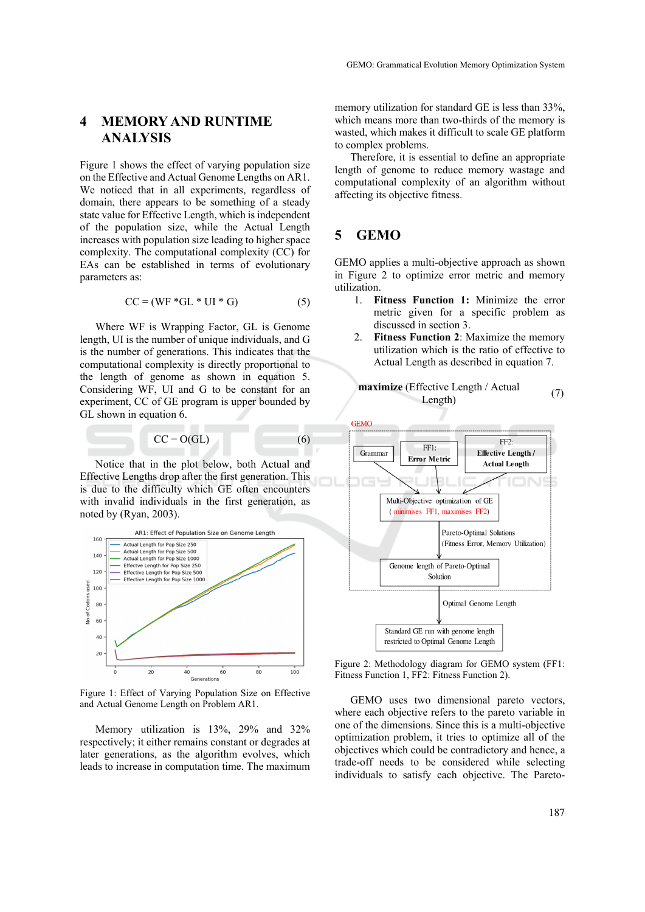## 4 MEMORY AND RUNTIME ANALYSIS

Figure 1 shows the effect of varying population size on the Effective and Actual Genome Lengths on AR1. We noticed that in all experiments, regardless of domain, there appears to be something of a steady state value for Effective Length, which is independent of the population size, while the Actual Length increases with population size leading to higher space complexity. The computational complexity (CC) for EAs can be established in terms of evolutionary parameters as:

$$CC = (WF * GL * UI * G) \tag{5}$$

Where WF is Wrapping Factor, GL is Genome length, UI is the number of unique individuals, and G is the number of generations. This indicates that the computational complexity is directly proportional to the length of genome as shown in equation 5. Considering WF, UI and G to be constant for an experiment, CC of GE program is upper bounded by GL shown in equation 6.

$$CC = O(GL) \tag{6}$$

Notice that in the plot below, both Actual and Effective Lengths drop after the first generation. This is due to the difficulty which GE often encounters with invalid individuals in the first generation, as noted by (Ryan, 2003).

Figure 1: Effect of Varying Population Size on Effective and Actual Genome Length on Problem AR1.

Memory utilization is 13%, 29% and 32% respectively; it either remains constant or degrades at later generations, as the algorithm evolves, which leads to increase in computation time. The maximum memory utilization for standard GE is less than 33%, which means more than two-thirds of the memory is wasted, which makes it difficult to scale GE platform to complex problems.

Therefore, it is essential to define an appropriate length of genome to reduce memory wastage and computational complexity of an algorithm without affecting its objective fitness.

## 5 GEMO

GEMO applies a multi-objective approach as shown in Figure 2 to optimize error metric and memory utilization.

1. **Fitness Function 1:** Minimize the error metric given for a specific problem as discussed in section 3.
2. **Fitness Function 2**: Maximize the memory utilization which is the ratio of effective to Actual Length as described in equation 7.

$$\textbf{maximize}\ (\text{Effective Length} / \text{Actual Length}) \tag{7}$$

Figure 2: Methodology diagram for GEMO system (FF1: Fitness Function 1, FF2: Fitness Function 2).

GEMO uses two dimensional pareto vectors, where each objective refers to the pareto variable in one of the dimensions. Since this is a multi-objective optimization problem, it tries to optimize all of the objectives which could be contradictory and hence, a trade-off needs to be considered while selecting individuals to satisfy each objective. The Pareto-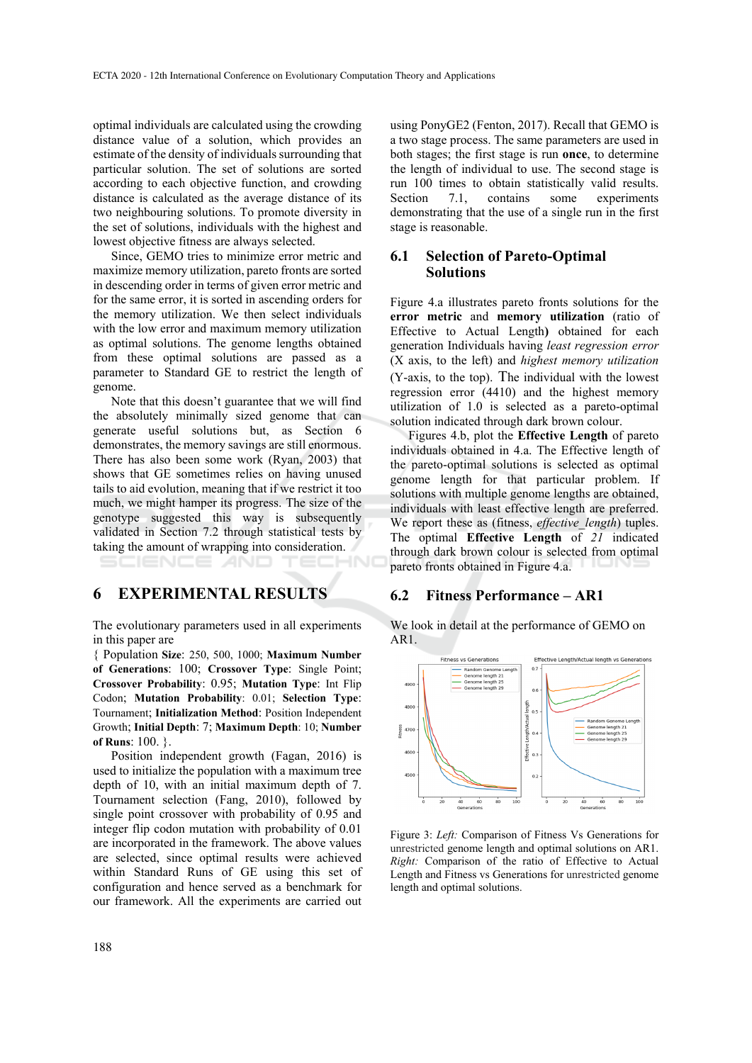optimal individuals are calculated using the crowding distance value of a solution, which provides an estimate of the density of individuals surrounding that particular solution. The set of solutions are sorted according to each objective function, and crowding distance is calculated as the average distance of its two neighbouring solutions. To promote diversity in the set of solutions, individuals with the highest and lowest objective fitness are always selected.

Since, GEMO tries to minimize error metric and maximize memory utilization, pareto fronts are sorted in descending order in terms of given error metric and for the same error, it is sorted in ascending orders for the memory utilization. We then select individuals with the low error and maximum memory utilization as optimal solutions. The genome lengths obtained from these optimal solutions are passed as a parameter to Standard GE to restrict the length of genome.

Note that this doesn't guarantee that we will find the absolutely minimally sized genome that can generate useful solutions but, as Section 6 demonstrates, the memory savings are still enormous. There has also been some work (Ryan, 2003) that shows that GE sometimes relies on having unused tails to aid evolution, meaning that if we restrict it too much, we might hamper its progress. The size of the genotype suggested this way is subsequently validated in Section 7.2 through statistical tests by taking the amount of wrapping into consideration.

## 6 EXPERIMENTAL RESULTS

The evolutionary parameters used in all experiments in this paper are

{ Population **Size**: 250, 500, 1000; **Maximum Number of Generations**: 100; **Crossover Type**: Single Point; **Crossover Probability**: 0.95; **Mutation Type**: Int Flip Codon; **Mutation Probability**: 0.01; **Selection Type**: Tournament; **Initialization Method**: Position Independent Growth; **Initial Depth**: 7; **Maximum Depth**: 10; **Number of Runs**: 100. }.

Position independent growth (Fagan, 2016) is used to initialize the population with a maximum tree depth of 10, with an initial maximum depth of 7. Tournament selection (Fang, 2010), followed by single point crossover with probability of 0.95 and integer flip codon mutation with probability of 0.01 are incorporated in the framework. The above values are selected, since optimal results were achieved within Standard Runs of GE using this set of configuration and hence served as a benchmark for our framework. All the experiments are carried out using PonyGE2 (Fenton, 2017). Recall that GEMO is a two stage process. The same parameters are used in both stages; the first stage is run **once**, to determine the length of individual to use. The second stage is run 100 times to obtain statistically valid results. Section 7.1, contains some experiments demonstrating that the use of a single run in the first stage is reasonable.

### 6.1 Selection of Pareto-Optimal Solutions

Figure 4.a illustrates pareto fronts solutions for the **error metric** and **memory utilization** (ratio of Effective to Actual Length**)** obtained for each generation Individuals having *least regression error* (X axis, to the left) and *highest memory utilization* (Y-axis, to the top). The individual with the lowest regression error (4410) and the highest memory utilization of 1.0 is selected as a pareto-optimal solution indicated through dark brown colour.

Figures 4.b, plot the **Effective Length** of pareto individuals obtained in 4.a. The Effective length of the pareto-optimal solutions is selected as optimal genome length for that particular problem. If solutions with multiple genome lengths are obtained, individuals with least effective length are preferred. We report these as (fitness, *effective_length*) tuples. The optimal **Effective Length** of *21* indicated through dark brown colour is selected from optimal pareto fronts obtained in Figure 4.a.

### 6.2 Fitness Performance – AR1

We look in detail at the performance of GEMO on AR1.

Figure 3: *Left:* Comparison of Fitness Vs Generations for unrestricted genome length and optimal solutions on AR1. *Right:* Comparison of the ratio of Effective to Actual Length and Fitness vs Generations for unrestricted genome length and optimal solutions.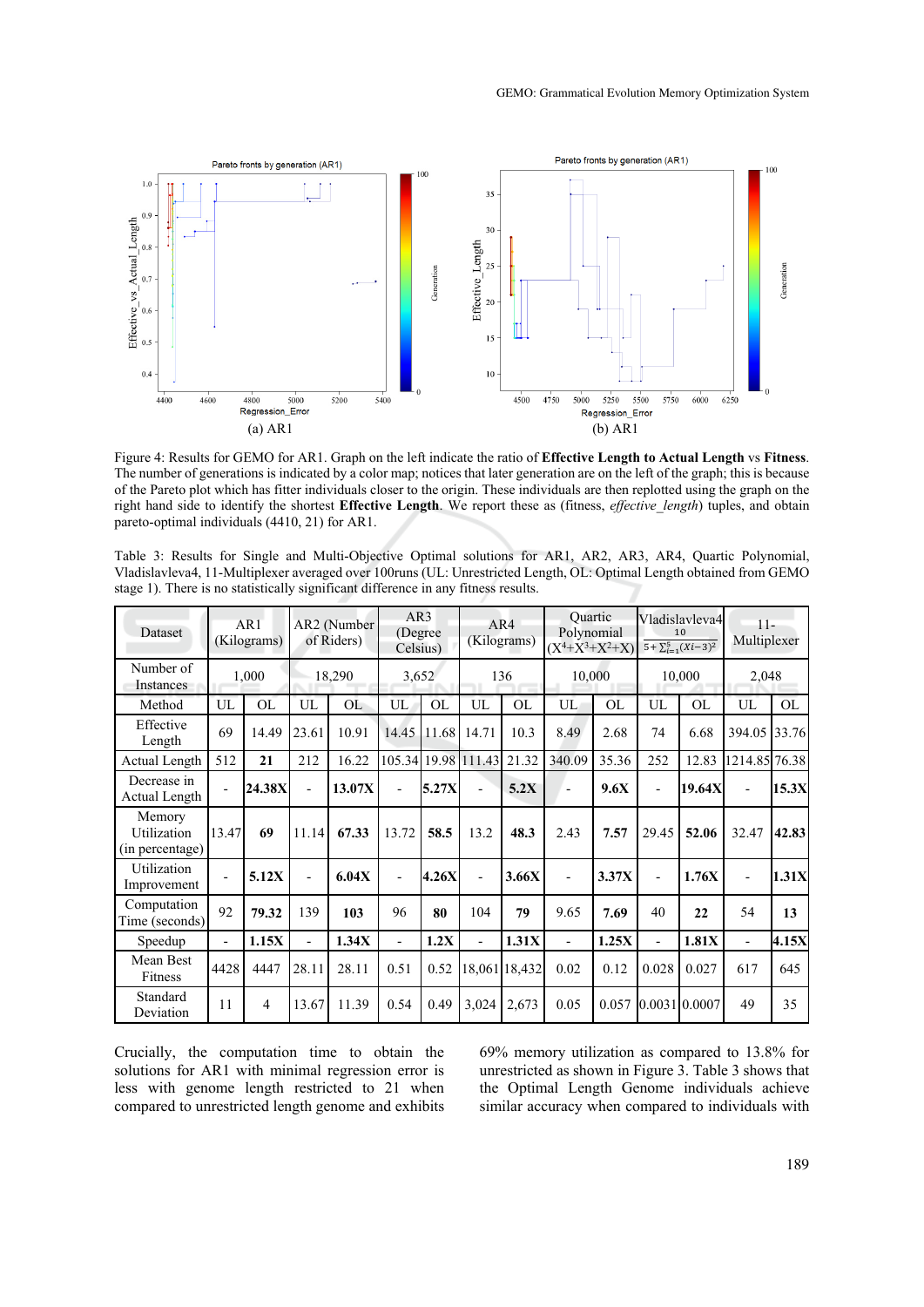(a) AR1

(b) AR1

Figure 4: Results for GEMO for AR1. Graph on the left indicate the ratio of **Effective Length to Actual Length** vs **Fitness**. The number of generations is indicated by a color map; notices that later generation are on the left of the graph; this is because of the Pareto plot which has fitter individuals closer to the origin. These individuals are then replotted using the graph on the right hand side to identify the shortest **Effective Length**. We report these as (fitness, *effective_length*) tuples, and obtain pareto-optimal individuals (4410, 21) for AR1.

Table 3: Results for Single and Multi-Objective Optimal solutions for AR1, AR2, AR3, AR4, Quartic Polynomial, Vladislavleva4, 11-Multiplexer averaged over 100runs (UL: Unrestricted Length, OL: Optimal Length obtained from GEMO stage 1). There is no statistically significant difference in any fitness results.

| Dataset | AR1 (Kilograms) | | AR2 (Number of Riders) | | AR3 (Degree Celsius) | | AR4 (Kilograms) | | Quartic Polynomial $(X^4+X^3+X^2+X)$ | | Vladislavleva4 $\frac{10}{5+\sum_{i=1}^{5}(Xi-3)^2}$ | | 11-Multiplexer | |
|---|---|---|---|---|---|---|---|---|---|---|---|---|---|---|
| Number of Instances | 1,000 | | 18,290 | | 3,652 | | 136 | | 10,000 | | 10,000 | | 2,048 | |
| Method | UL | OL | UL | OL | UL | OL | UL | OL | UL | OL | UL | OL | UL | OL |
| Effective Length | 69 | 14.49 | 23.61 | 10.91 | 14.45 | 11.68 | 14.71 | 10.3 | 8.49 | 2.68 | 74 | 6.68 | 394.05 | 33.76 |
| Actual Length | 512 | **21** | 212 | 16.22 | 105.34 | 19.98 | 111.43 | 21.32 | 340.09 | 35.36 | 252 | 12.83 | 1214.85 | 76.38 |
| Decrease in Actual Length | - | **24.38X** | - | **13.07X** | - | **5.27X** | - | **5.2X** | - | **9.6X** | - | **19.64X** | - | **15.3X** |
| Memory Utilization (in percentage) | 13.47 | **69** | 11.14 | **67.33** | 13.72 | **58.5** | 13.2 | **48.3** | 2.43 | **7.57** | 29.45 | **52.06** | 32.47 | **42.83** |
| Utilization Improvement | - | **5.12X** | - | **6.04X** | - | **4.26X** | - | **3.66X** | - | **3.37X** | - | **1.76X** | - | **1.31X** |
| Computation Time (seconds) | 92 | **79.32** | 139 | **103** | 96 | **80** | 104 | **79** | 9.65 | **7.69** | 40 | **22** | 54 | **13** |
| Speedup | - | **1.15X** | - | **1.34X** | - | **1.2X** | - | **1.31X** | - | **1.25X** | - | **1.81X** | - | **4.15X** |
| Mean Best Fitness | 4428 | 4447 | 28.11 | 28.11 | 0.51 | 0.52 | 18,061 | 18,432 | 0.02 | 0.12 | 0.028 | 0.027 | 617 | 645 |
| Standard Deviation | 11 | 4 | 13.67 | 11.39 | 0.54 | 0.49 | 3,024 | 2,673 | 0.05 | 0.057 | 0.0031 | 0.0007 | 49 | 35 |

Crucially, the computation time to obtain the solutions for AR1 with minimal regression error is less with genome length restricted to 21 when compared to unrestricted length genome and exhibits 69% memory utilization as compared to 13.8% for unrestricted as shown in Figure 3. Table 3 shows that the Optimal Length Genome individuals achieve similar accuracy when compared to individuals with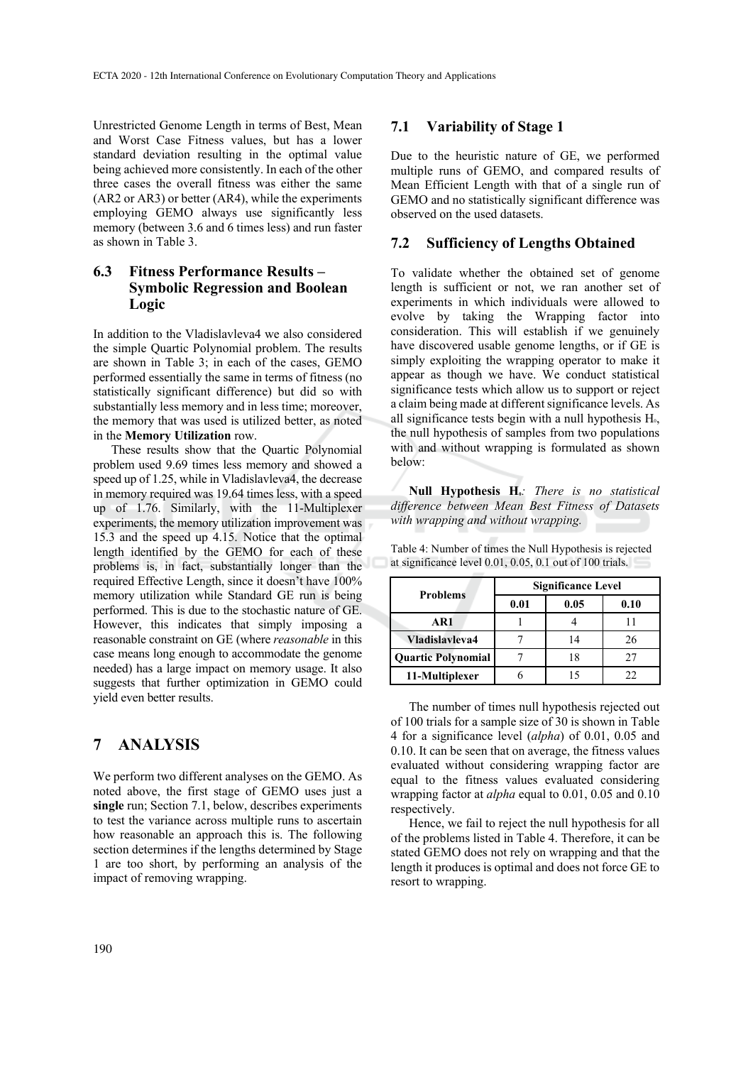Unrestricted Genome Length in terms of Best, Mean and Worst Case Fitness values, but has a lower standard deviation resulting in the optimal value being achieved more consistently. In each of the other three cases the overall fitness was either the same (AR2 or AR3) or better (AR4), while the experiments employing GEMO always use significantly less memory (between 3.6 and 6 times less) and run faster as shown in Table 3.

### 6.3 Fitness Performance Results – Symbolic Regression and Boolean Logic

In addition to the Vladislavleva4 we also considered the simple Quartic Polynomial problem. The results are shown in Table 3; in each of the cases, GEMO performed essentially the same in terms of fitness (no statistically significant difference) but did so with substantially less memory and in less time; moreover, the memory that was used is utilized better, as noted in the **Memory Utilization** row.

These results show that the Quartic Polynomial problem used 9.69 times less memory and showed a speed up of 1.25, while in Vladislavleva4, the decrease in memory required was 19.64 times less, with a speed up of 1.76. Similarly, with the 11-Multiplexer experiments, the memory utilization improvement was 15.3 and the speed up 4.15. Notice that the optimal length identified by the GEMO for each of these problems is, in fact, substantially longer than the required Effective Length, since it doesn't have 100% memory utilization while Standard GE run is being performed. This is due to the stochastic nature of GE. However, this indicates that simply imposing a reasonable constraint on GE (where *reasonable* in this case means long enough to accommodate the genome needed) has a large impact on memory usage. It also suggests that further optimization in GEMO could yield even better results.

## 7 ANALYSIS

We perform two different analyses on the GEMO. As noted above, the first stage of GEMO uses just a **single** run; Section 7.1, below, describes experiments to test the variance across multiple runs to ascertain how reasonable an approach this is. The following section determines if the lengths determined by Stage 1 are too short, by performing an analysis of the impact of removing wrapping.

### 7.1 Variability of Stage 1

Due to the heuristic nature of GE, we performed multiple runs of GEMO, and compared results of Mean Efficient Length with that of a single run of GEMO and no statistically significant difference was observed on the used datasets.

### 7.2 Sufficiency of Lengths Obtained

To validate whether the obtained set of genome length is sufficient or not, we ran another set of experiments in which individuals were allowed to evolve by taking the Wrapping factor into consideration. This will establish if we genuinely have discovered usable genome lengths, or if GE is simply exploiting the wrapping operator to make it appear as though we have. We conduct statistical significance tests which allow us to support or reject a claim being made at different significance levels. As all significance tests begin with a null hypothesis $H_o$, the null hypothesis of samples from two populations with and without wrapping is formulated as shown below:

**Null Hypothesis $H_o$**: *There is no statistical difference between Mean Best Fitness of Datasets with wrapping and without wrapping.*

Table 4: Number of times the Null Hypothesis is rejected at significance level 0.01, 0.05, 0.1 out of 100 trials.

| Problems | Significance Level | | |
|---|---|---|---|
| | 0.01 | 0.05 | 0.10 |
| AR1 | 1 | 4 | 11 |
| Vladislavleva4 | 7 | 14 | 26 |
| Quartic Polynomial | 7 | 18 | 27 |
| 11-Multiplexer | 6 | 15 | 22 |

The number of times null hypothesis rejected out of 100 trials for a sample size of 30 is shown in Table 4 for a significance level (*alpha*) of 0.01, 0.05 and 0.10. It can be seen that on average, the fitness values evaluated without considering wrapping factor are equal to the fitness values evaluated considering wrapping factor at *alpha* equal to 0.01, 0.05 and 0.10 respectively.

Hence, we fail to reject the null hypothesis for all of the problems listed in Table 4. Therefore, it can be stated GEMO does not rely on wrapping and that the length it produces is optimal and does not force GE to resort to wrapping.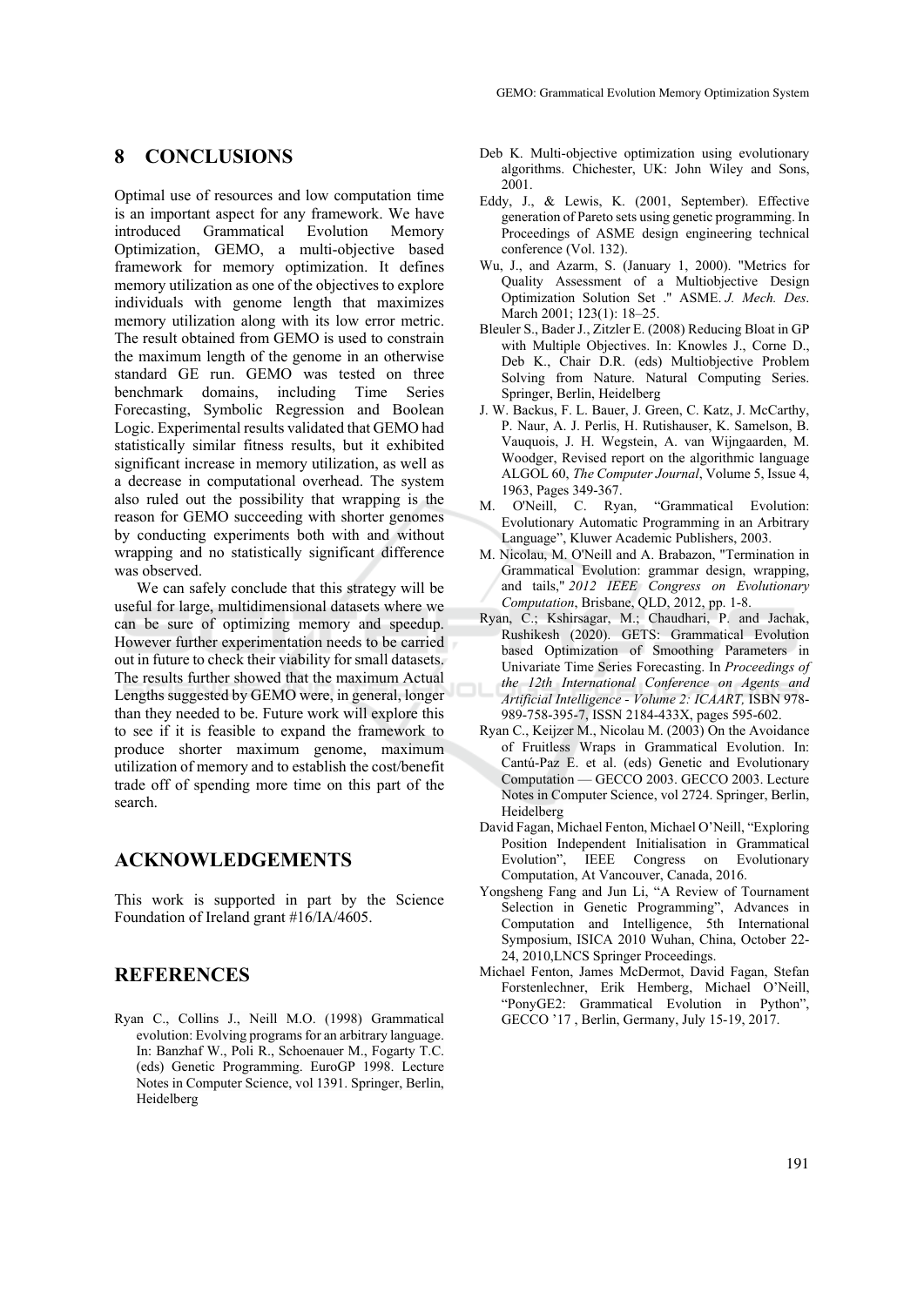## 8 CONCLUSIONS

Optimal use of resources and low computation time is an important aspect for any framework. We have introduced Grammatical Evolution Memory Optimization, GEMO, a multi-objective based framework for memory optimization. It defines memory utilization as one of the objectives to explore individuals with genome length that maximizes memory utilization along with its low error metric. The result obtained from GEMO is used to constrain the maximum length of the genome in an otherwise standard GE run. GEMO was tested on three benchmark domains, including Time Series Forecasting, Symbolic Regression and Boolean Logic. Experimental results validated that GEMO had statistically similar fitness results, but it exhibited significant increase in memory utilization, as well as a decrease in computational overhead. The system also ruled out the possibility that wrapping is the reason for GEMO succeeding with shorter genomes by conducting experiments both with and without wrapping and no statistically significant difference was observed.

We can safely conclude that this strategy will be useful for large, multidimensional datasets where we can be sure of optimizing memory and speedup. However further experimentation needs to be carried out in future to check their viability for small datasets. The results further showed that the maximum Actual Lengths suggested by GEMO were, in general, longer than they needed to be. Future work will explore this to see if it is feasible to expand the framework to produce shorter maximum genome, maximum utilization of memory and to establish the cost/benefit trade off of spending more time on this part of the search.

## ACKNOWLEDGEMENTS

This work is supported in part by the Science Foundation of Ireland grant #16/IA/4605.

## REFERENCES

Ryan C., Collins J., Neill M.O. (1998) Grammatical evolution: Evolving programs for an arbitrary language. In: Banzhaf W., Poli R., Schoenauer M., Fogarty T.C. (eds) Genetic Programming. EuroGP 1998. Lecture Notes in Computer Science, vol 1391. Springer, Berlin, Heidelberg

Deb K. Multi-objective optimization using evolutionary algorithms. Chichester, UK: John Wiley and Sons, 2001.

Eddy, J., & Lewis, K. (2001, September). Effective generation of Pareto sets using genetic programming. In Proceedings of ASME design engineering technical conference (Vol. 132).

Wu, J., and Azarm, S. (January 1, 2000). "Metrics for Quality Assessment of a Multiobjective Design Optimization Solution Set ." ASME. *J. Mech. Des*. March 2001; 123(1): 18–25.

Bleuler S., Bader J., Zitzler E. (2008) Reducing Bloat in GP with Multiple Objectives. In: Knowles J., Corne D., Deb K., Chair D.R. (eds) Multiobjective Problem Solving from Nature. Natural Computing Series. Springer, Berlin, Heidelberg

J. W. Backus, F. L. Bauer, J. Green, C. Katz, J. McCarthy, P. Naur, A. J. Perlis, H. Rutishauser, K. Samelson, B. Vauquois, J. H. Wegstein, A. van Wijngaarden, M. Woodger, Revised report on the algorithmic language ALGOL 60, *The Computer Journal*, Volume 5, Issue 4, 1963, Pages 349-367.

M. O'Neill, C. Ryan, "Grammatical Evolution: Evolutionary Automatic Programming in an Arbitrary Language", Kluwer Academic Publishers, 2003.

M. Nicolau, M. O'Neill and A. Brabazon, "Termination in Grammatical Evolution: grammar design, wrapping, and tails," *2012 IEEE Congress on Evolutionary Computation*, Brisbane, QLD, 2012, pp. 1-8.

Ryan, C.; Kshirsagar, M.; Chaudhari, P. and Jachak, Rushikesh (2020). GETS: Grammatical Evolution based Optimization of Smoothing Parameters in Univariate Time Series Forecasting. In *Proceedings of the 12th International Conference on Agents and Artificial Intelligence - Volume 2: ICAART,* ISBN 978-989-758-395-7, ISSN 2184-433X, pages 595-602.

Ryan C., Keijzer M., Nicolau M. (2003) On the Avoidance of Fruitless Wraps in Grammatical Evolution. In: Cantú-Paz E. et al. (eds) Genetic and Evolutionary Computation — GECCO 2003. GECCO 2003. Lecture Notes in Computer Science, vol 2724. Springer, Berlin, Heidelberg

David Fagan, Michael Fenton, Michael O'Neill, "Exploring Position Independent Initialisation in Grammatical Evolution", IEEE Congress on Evolutionary Computation, At Vancouver, Canada, 2016.

Yongsheng Fang and Jun Li, "A Review of Tournament Selection in Genetic Programming", Advances in Computation and Intelligence, 5th International Symposium, ISICA 2010 Wuhan, China, October 22-24, 2010,LNCS Springer Proceedings.

Michael Fenton, James McDermot, David Fagan, Stefan Forstenlechner, Erik Hemberg, Michael O'Neill, "PonyGE2: Grammatical Evolution in Python", GECCO '17 , Berlin, Germany, July 15-19, 2017.